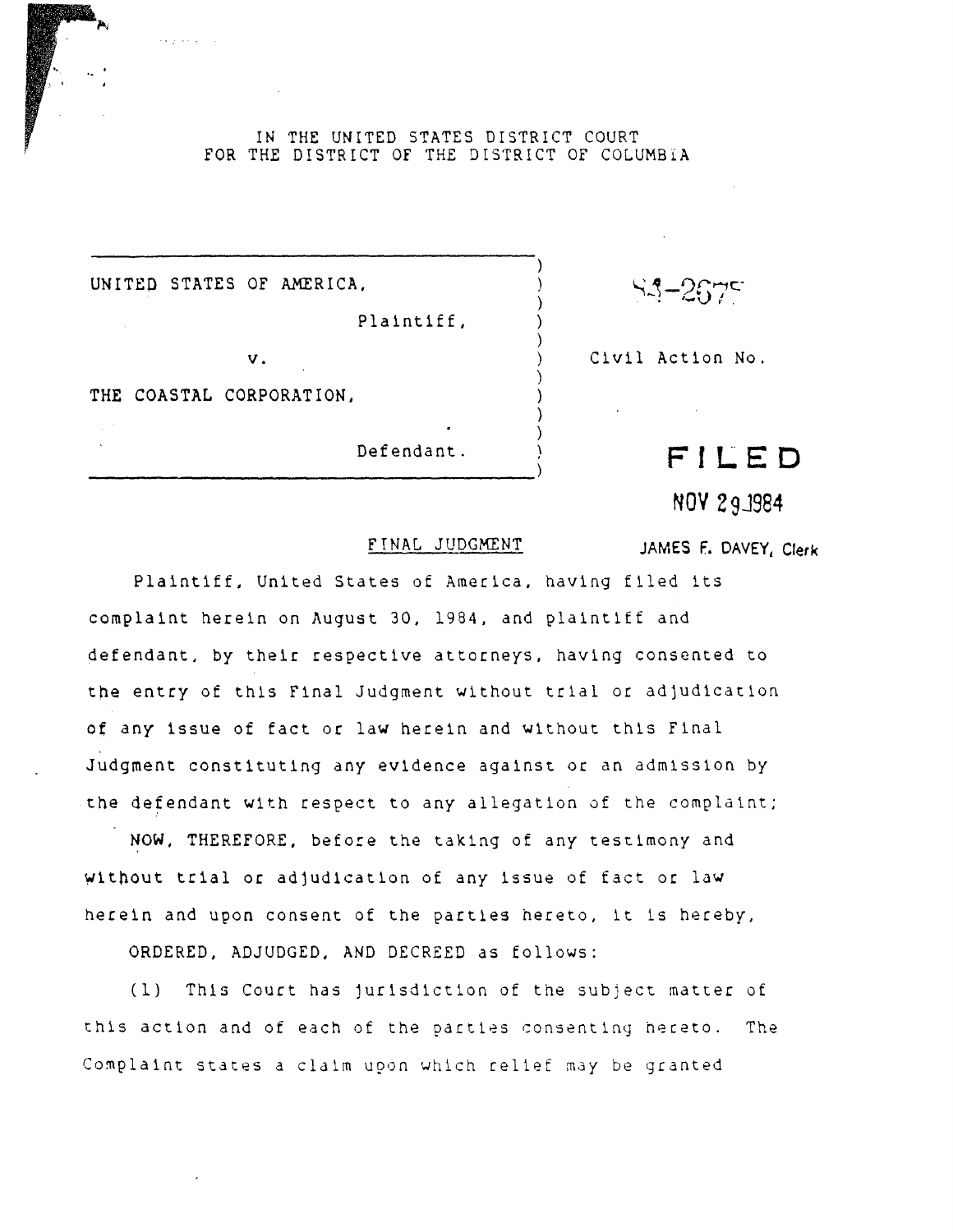IN THE UNITED STATES DISTRICT COURT
FOR THE DISTRICT OF THE DISTRICT OF COLUMBIA

| | |
|---|---|
| UNITED STATES OF AMERICA, Plaintiff, | 84-2675 |
| v. | Civil Action No. |
| THE COASTAL CORPORATION, Defendant. | |

**FILED**
NOV 29 1984
JAMES F. DAVEY, Clerk

## FINAL JUDGMENT

Plaintiff, United States of America, having filed its complaint herein on August 30, 1984, and plaintiff and defendant, by their respective attorneys, having consented to the entry of this Final Judgment without trial or adjudication of any issue of fact or law herein and without this Final Judgment constituting any evidence against or an admission by the defendant with respect to any allegation of the complaint;

NOW, THEREFORE, before the taking of any testimony and without trial or adjudication of any issue of fact or law herein and upon consent of the parties hereto, it is hereby,

ORDERED, ADJUDGED, AND DECREED as follows:

(1) This Court has jurisdiction of the subject matter of this action and of each of the parties consenting hereto. The Complaint states a claim upon which relief may be granted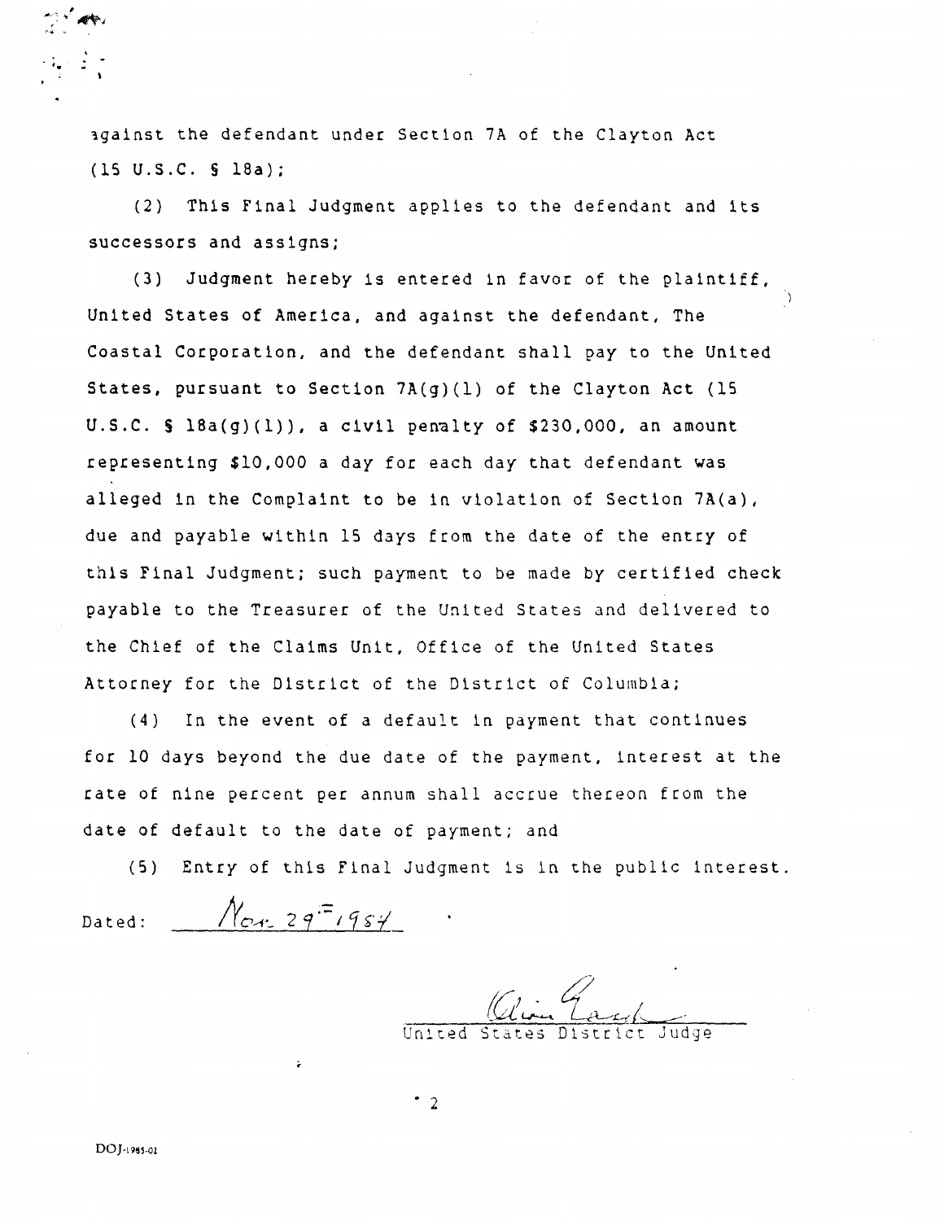against the defendant under Section 7A of the Clayton Act (15 U.S.C. § 18a);

(2) This Final Judgment applies to the defendant and its successors and assigns;

(3) Judgment hereby is entered in favor of the plaintiff, United States of America, and against the defendant, The Coastal Corporation, and the defendant shall pay to the United States, pursuant to Section 7A(g)(1) of the Clayton Act (15 U.S.C. § 18a(g)(1)), a civil penalty of $230,000, an amount representing $10,000 a day for each day that defendant was alleged in the Complaint to be in violation of Section 7A(a), due and payable within 15 days from the date of the entry of this Final Judgment; such payment to be made by certified check payable to the Treasurer of the United States and delivered to the Chief of the Claims Unit, Office of the United States Attorney for the District of the District of Columbia;

(4) In the event of a default in payment that continues for 10 days beyond the due date of the payment, interest at the rate of nine percent per annum shall accrue thereon from the date of default to the date of payment; and

(5) Entry of this Final Judgment is in the public interest.

Dated: Nov. 29, 1984

United States District Judge

DOJ-1985-01